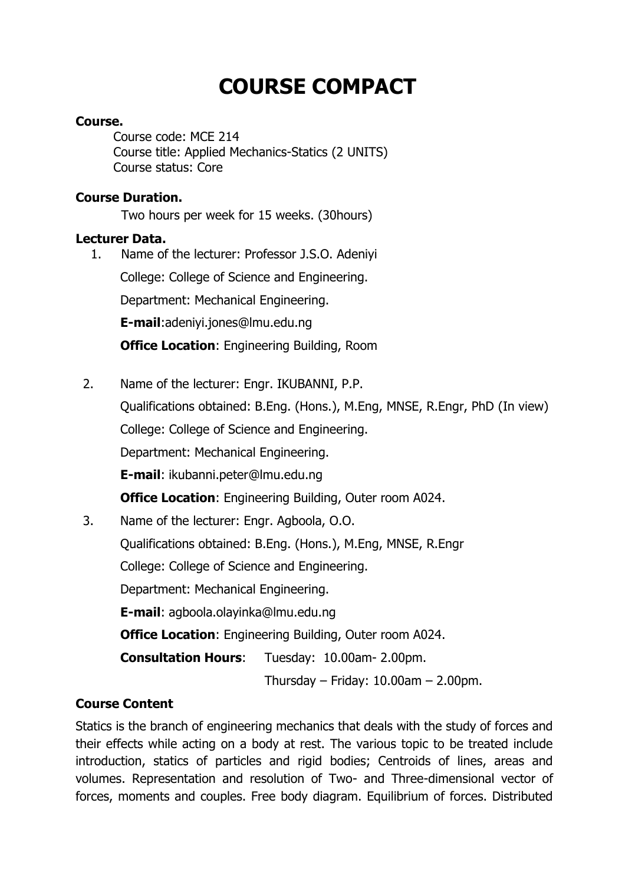# COURSE COMPACT

**Course.**

Course code: MCE 214
Course title: Applied Mechanics-Statics (2 UNITS)
Course status: Core

**Course Duration.**

Two hours per week for 15 weeks. (30hours)

**Lecturer Data.**

1. Name of the lecturer: Professor J.S.O. Adeniyi

   College: College of Science and Engineering.

   Department: Mechanical Engineering.

   **E-mail**:adeniyi.jones@lmu.edu.ng

   **Office Location**: Engineering Building, Room

2. Name of the lecturer: Engr. IKUBANNI, P.P.

   Qualifications obtained: B.Eng. (Hons.), M.Eng, MNSE, R.Engr, PhD (In view)

   College: College of Science and Engineering.

   Department: Mechanical Engineering.

   **E-mail**: ikubanni.peter@lmu.edu.ng

   **Office Location**: Engineering Building, Outer room A024.

3. Name of the lecturer: Engr. Agboola, O.O.

   Qualifications obtained: B.Eng. (Hons.), M.Eng, MNSE, R.Engr

   College: College of Science and Engineering.

   Department: Mechanical Engineering.

   **E-mail**: agboola.olayinka@lmu.edu.ng

   **Office Location**: Engineering Building, Outer room A024.

   **Consultation Hours**: Tuesday: 10.00am- 2.00pm.

   Thursday – Friday: 10.00am – 2.00pm.

**Course Content**

Statics is the branch of engineering mechanics that deals with the study of forces and their effects while acting on a body at rest. The various topic to be treated include introduction, statics of particles and rigid bodies; Centroids of lines, areas and volumes. Representation and resolution of Two- and Three-dimensional vector of forces, moments and couples. Free body diagram. Equilibrium of forces. Distributed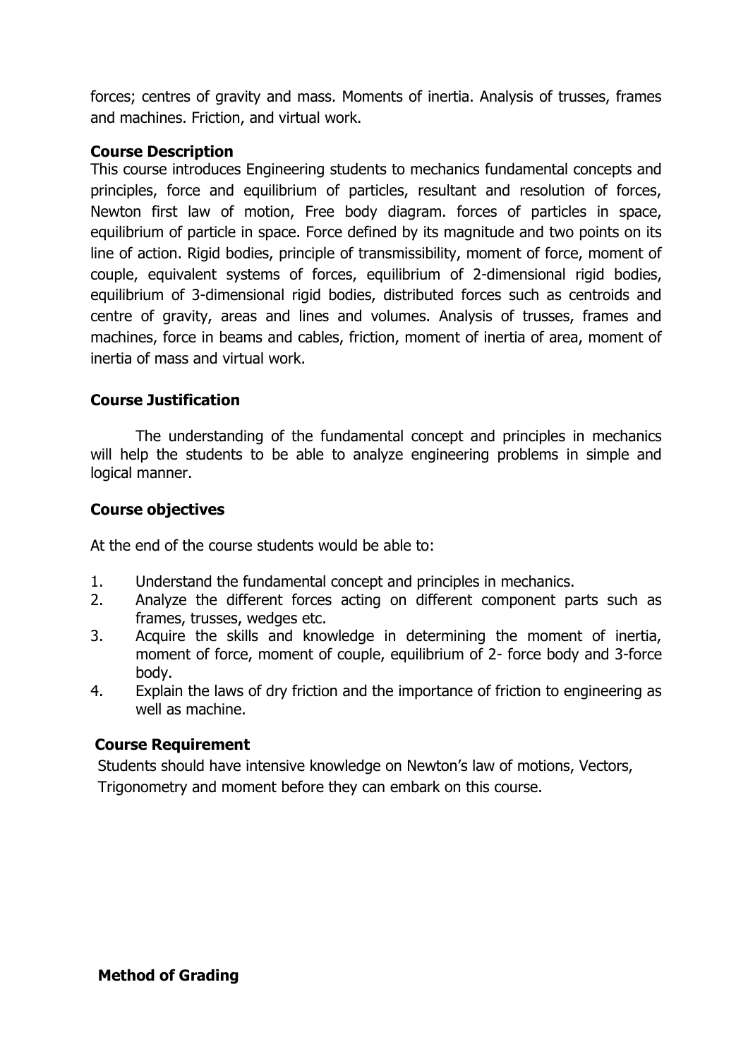forces; centres of gravity and mass. Moments of inertia. Analysis of trusses, frames and machines. Friction, and virtual work.

**Course Description**

This course introduces Engineering students to mechanics fundamental concepts and principles, force and equilibrium of particles, resultant and resolution of forces, Newton first law of motion, Free body diagram. forces of particles in space, equilibrium of particle in space. Force defined by its magnitude and two points on its line of action. Rigid bodies, principle of transmissibility, moment of force, moment of couple, equivalent systems of forces, equilibrium of 2-dimensional rigid bodies, equilibrium of 3-dimensional rigid bodies, distributed forces such as centroids and centre of gravity, areas and lines and volumes. Analysis of trusses, frames and machines, force in beams and cables, friction, moment of inertia of area, moment of inertia of mass and virtual work.

**Course Justification**

The understanding of the fundamental concept and principles in mechanics will help the students to be able to analyze engineering problems in simple and logical manner.

**Course objectives**

At the end of the course students would be able to:

1. Understand the fundamental concept and principles in mechanics.
2. Analyze the different forces acting on different component parts such as frames, trusses, wedges etc.
3. Acquire the skills and knowledge in determining the moment of inertia, moment of force, moment of couple, equilibrium of 2- force body and 3-force body.
4. Explain the laws of dry friction and the importance of friction to engineering as well as machine.

**Course Requirement**

Students should have intensive knowledge on Newton's law of motions, Vectors, Trigonometry and moment before they can embark on this course.

**Method of Grading**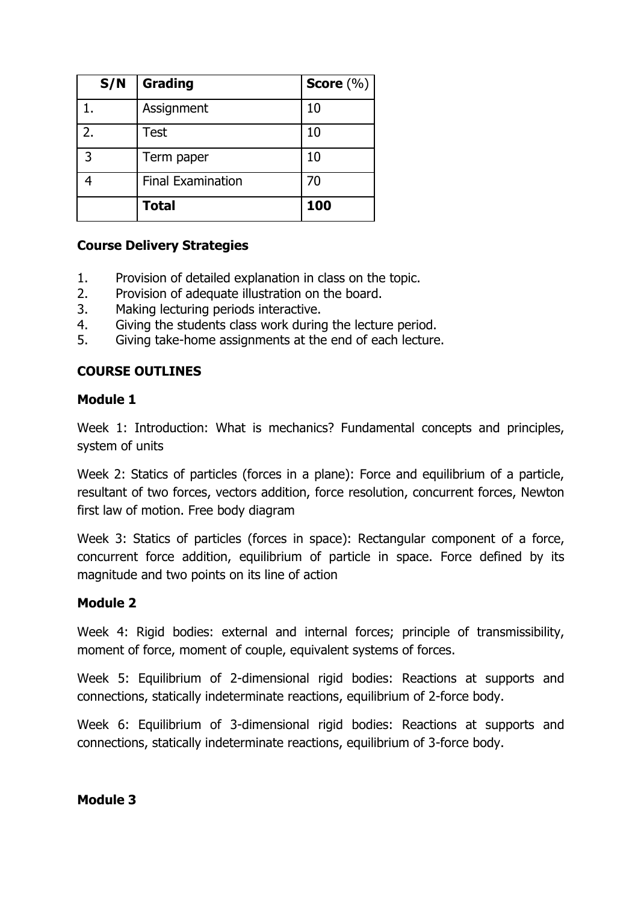| S/N | Grading | Score (%) |
|---|---|---|
| 1. | Assignment | 10 |
| 2. | Test | 10 |
| 3 | Term paper | 10 |
| 4 | Final Examination | 70 |
| | **Total** | **100** |

**Course Delivery Strategies**

1. Provision of detailed explanation in class on the topic.
2. Provision of adequate illustration on the board.
3. Making lecturing periods interactive.
4. Giving the students class work during the lecture period.
5. Giving take-home assignments at the end of each lecture.

**COURSE OUTLINES**

**Module 1**

Week 1: Introduction: What is mechanics? Fundamental concepts and principles, system of units

Week 2: Statics of particles (forces in a plane): Force and equilibrium of a particle, resultant of two forces, vectors addition, force resolution, concurrent forces, Newton first law of motion. Free body diagram

Week 3: Statics of particles (forces in space): Rectangular component of a force, concurrent force addition, equilibrium of particle in space. Force defined by its magnitude and two points on its line of action

**Module 2**

Week 4: Rigid bodies: external and internal forces; principle of transmissibility, moment of force, moment of couple, equivalent systems of forces.

Week 5: Equilibrium of 2-dimensional rigid bodies: Reactions at supports and connections, statically indeterminate reactions, equilibrium of 2-force body.

Week 6: Equilibrium of 3-dimensional rigid bodies: Reactions at supports and connections, statically indeterminate reactions, equilibrium of 3-force body.

**Module 3**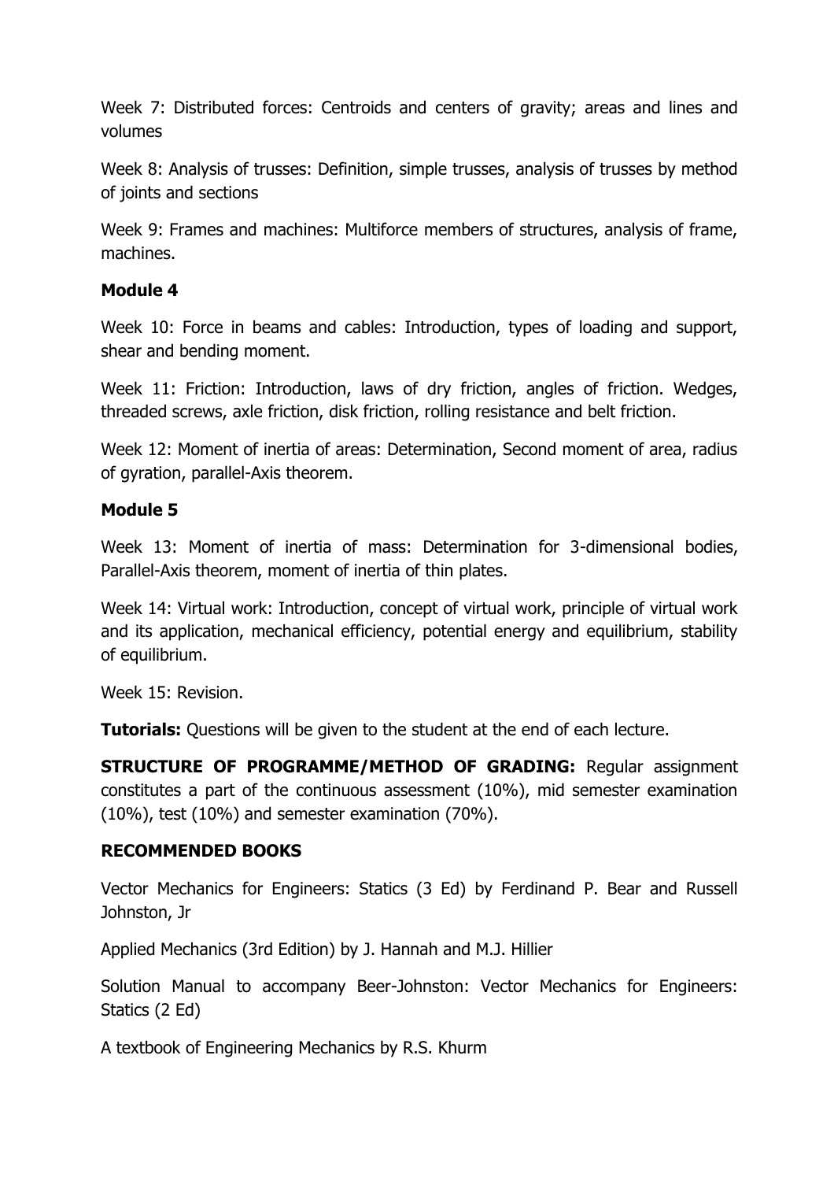Week 7: Distributed forces: Centroids and centers of gravity; areas and lines and volumes

Week 8: Analysis of trusses: Definition, simple trusses, analysis of trusses by method of joints and sections

Week 9: Frames and machines: Multiforce members of structures, analysis of frame, machines.

**Module 4**

Week 10: Force in beams and cables: Introduction, types of loading and support, shear and bending moment.

Week 11: Friction: Introduction, laws of dry friction, angles of friction. Wedges, threaded screws, axle friction, disk friction, rolling resistance and belt friction.

Week 12: Moment of inertia of areas: Determination, Second moment of area, radius of gyration, parallel-Axis theorem.

**Module 5**

Week 13: Moment of inertia of mass: Determination for 3-dimensional bodies, Parallel-Axis theorem, moment of inertia of thin plates.

Week 14: Virtual work: Introduction, concept of virtual work, principle of virtual work and its application, mechanical efficiency, potential energy and equilibrium, stability of equilibrium.

Week 15: Revision.

**Tutorials:** Questions will be given to the student at the end of each lecture.

**STRUCTURE OF PROGRAMME/METHOD OF GRADING:** Regular assignment constitutes a part of the continuous assessment (10%), mid semester examination (10%), test (10%) and semester examination (70%).

**RECOMMENDED BOOKS**

Vector Mechanics for Engineers: Statics (3 Ed) by Ferdinand P. Bear and Russell Johnston, Jr

Applied Mechanics (3rd Edition) by J. Hannah and M.J. Hillier

Solution Manual to accompany Beer-Johnston: Vector Mechanics for Engineers: Statics (2 Ed)

A textbook of Engineering Mechanics by R.S. Khurm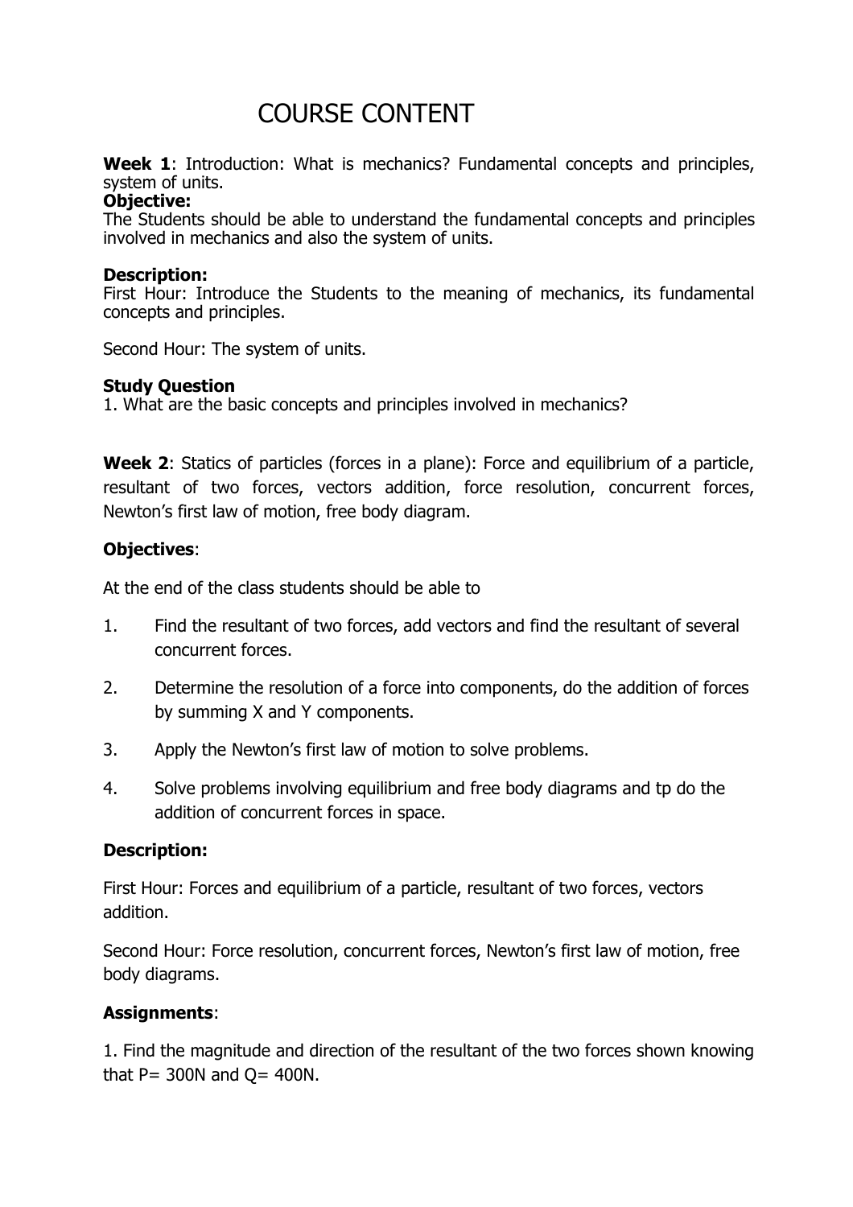# COURSE CONTENT

**Week 1**: Introduction: What is mechanics? Fundamental concepts and principles, system of units.

**Objective:**

The Students should be able to understand the fundamental concepts and principles involved in mechanics and also the system of units.

**Description:**

First Hour: Introduce the Students to the meaning of mechanics, its fundamental concepts and principles.

Second Hour: The system of units.

**Study Question**

1. What are the basic concepts and principles involved in mechanics?

**Week 2**: Statics of particles (forces in a plane): Force and equilibrium of a particle, resultant of two forces, vectors addition, force resolution, concurrent forces, Newton's first law of motion, free body diagram.

**Objectives**:

At the end of the class students should be able to

1. Find the resultant of two forces, add vectors and find the resultant of several concurrent forces.
2. Determine the resolution of a force into components, do the addition of forces by summing X and Y components.
3. Apply the Newton's first law of motion to solve problems.
4. Solve problems involving equilibrium and free body diagrams and tp do the addition of concurrent forces in space.

**Description:**

First Hour: Forces and equilibrium of a particle, resultant of two forces, vectors addition.

Second Hour: Force resolution, concurrent forces, Newton's first law of motion, free body diagrams.

**Assignments**:

1. Find the magnitude and direction of the resultant of the two forces shown knowing that P= 300N and Q= 400N.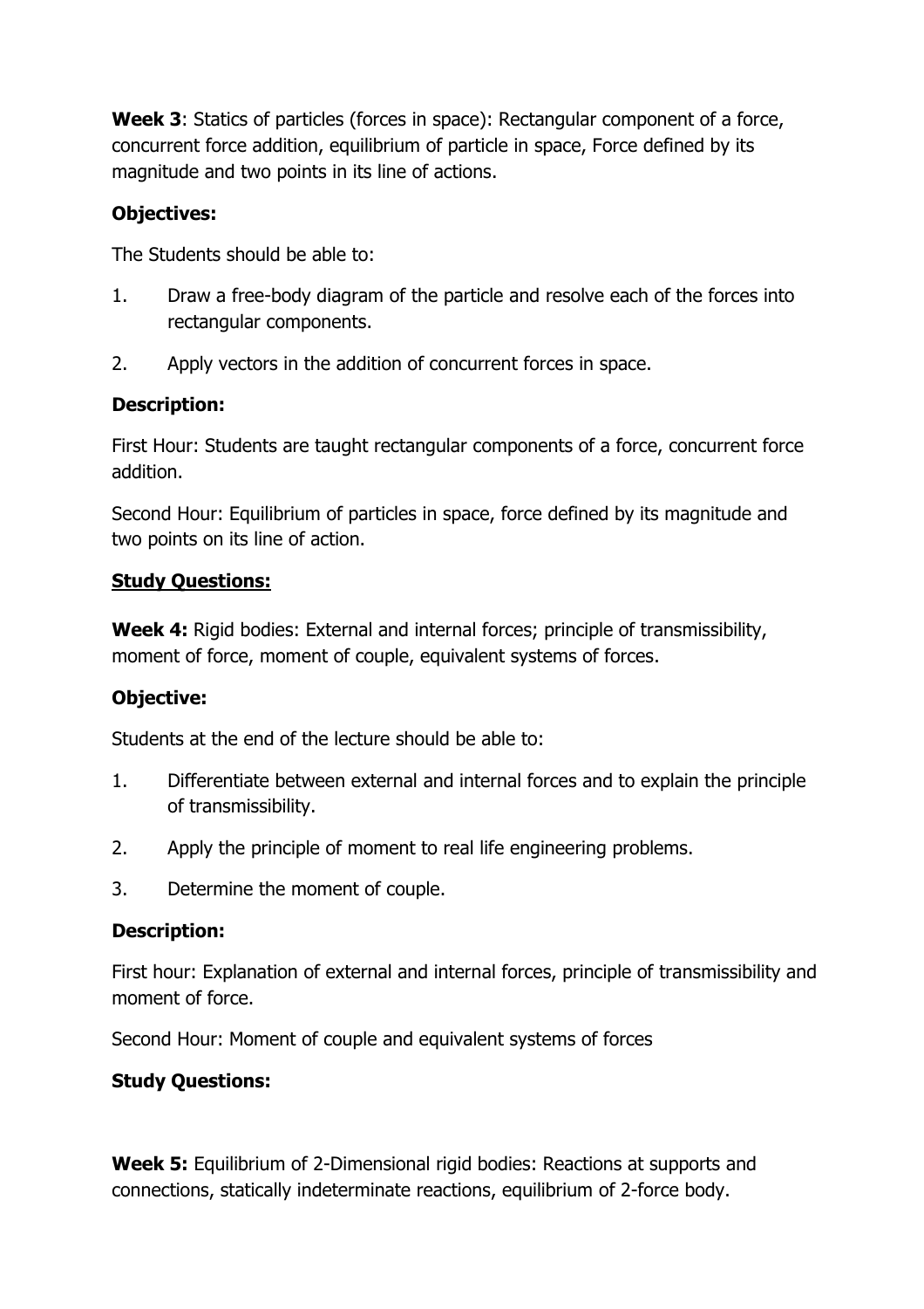**Week 3**: Statics of particles (forces in space): Rectangular component of a force, concurrent force addition, equilibrium of particle in space, Force defined by its magnitude and two points in its line of actions.

**Objectives:**

The Students should be able to:

1. Draw a free-body diagram of the particle and resolve each of the forces into rectangular components.
2. Apply vectors in the addition of concurrent forces in space.

**Description:**

First Hour: Students are taught rectangular components of a force, concurrent force addition.

Second Hour: Equilibrium of particles in space, force defined by its magnitude and two points on its line of action.

**<u>Study Questions:</u>**

**Week 4:** Rigid bodies: External and internal forces; principle of transmissibility, moment of force, moment of couple, equivalent systems of forces.

**Objective:**

Students at the end of the lecture should be able to:

1. Differentiate between external and internal forces and to explain the principle of transmissibility.
2. Apply the principle of moment to real life engineering problems.
3. Determine the moment of couple.

**Description:**

First hour: Explanation of external and internal forces, principle of transmissibility and moment of force.

Second Hour: Moment of couple and equivalent systems of forces

**Study Questions:**

**Week 5:** Equilibrium of 2-Dimensional rigid bodies: Reactions at supports and connections, statically indeterminate reactions, equilibrium of 2-force body.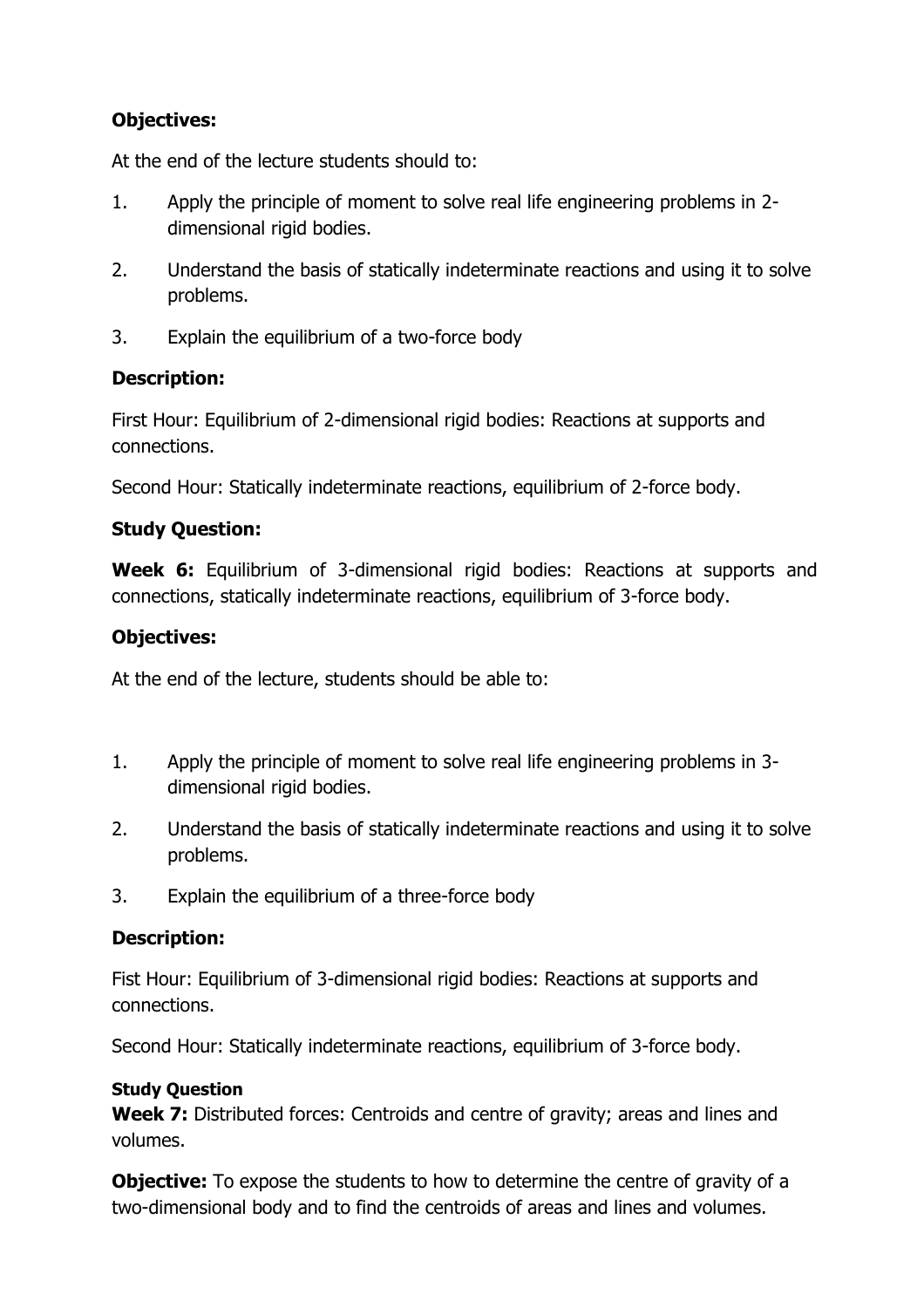**Objectives:**

At the end of the lecture students should to:

1. Apply the principle of moment to solve real life engineering problems in 2-dimensional rigid bodies.
2. Understand the basis of statically indeterminate reactions and using it to solve problems.
3. Explain the equilibrium of a two-force body

**Description:**

First Hour: Equilibrium of 2-dimensional rigid bodies: Reactions at supports and connections.

Second Hour: Statically indeterminate reactions, equilibrium of 2-force body.

**Study Question:**

**Week 6:** Equilibrium of 3-dimensional rigid bodies: Reactions at supports and connections, statically indeterminate reactions, equilibrium of 3-force body.

**Objectives:**

At the end of the lecture, students should be able to:

1. Apply the principle of moment to solve real life engineering problems in 3-dimensional rigid bodies.
2. Understand the basis of statically indeterminate reactions and using it to solve problems.
3. Explain the equilibrium of a three-force body

**Description:**

Fist Hour: Equilibrium of 3-dimensional rigid bodies: Reactions at supports and connections.

Second Hour: Statically indeterminate reactions, equilibrium of 3-force body.

**Study Question**

**Week 7:** Distributed forces: Centroids and centre of gravity; areas and lines and volumes.

**Objective:** To expose the students to how to determine the centre of gravity of a two-dimensional body and to find the centroids of areas and lines and volumes.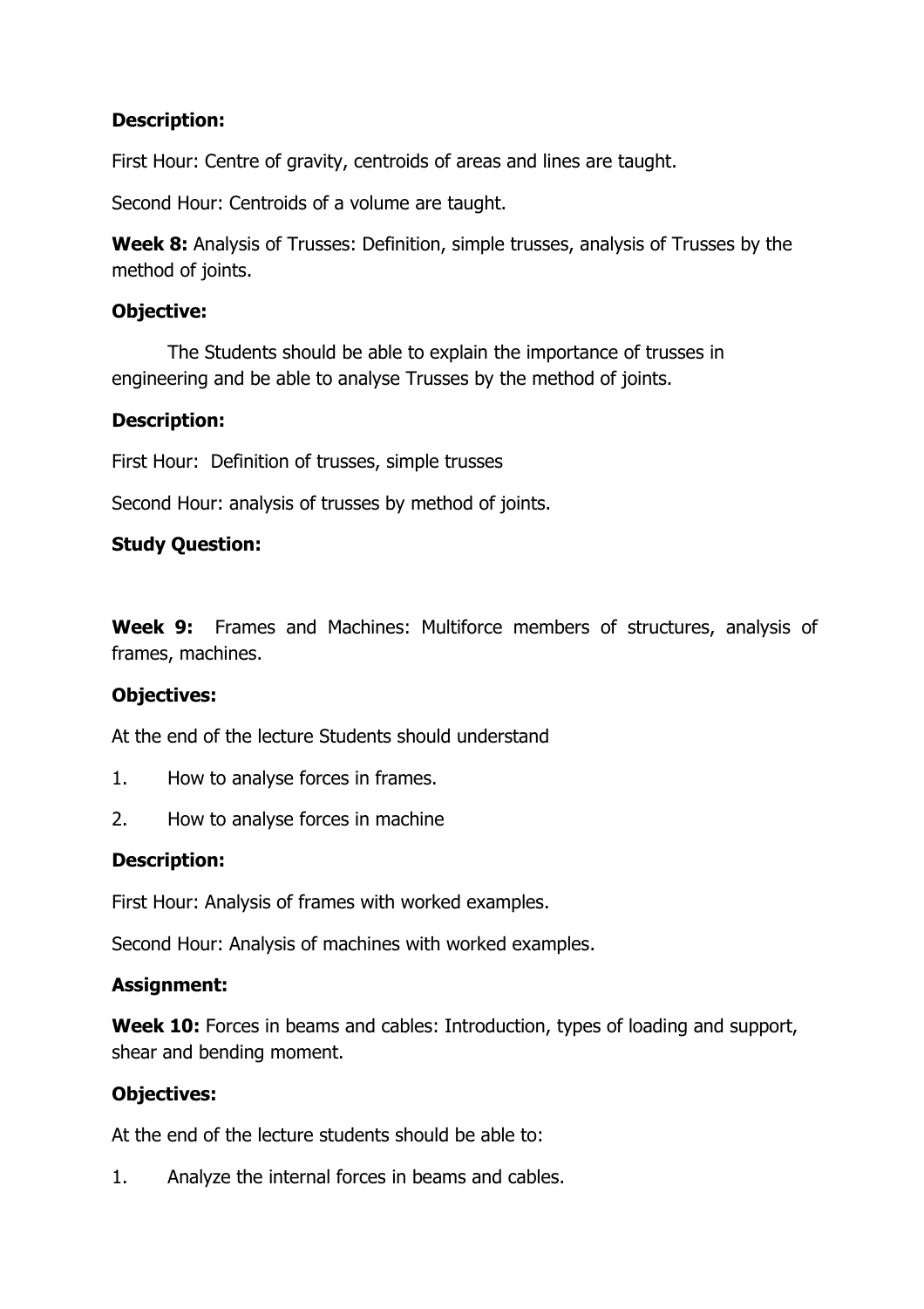**Description:**

First Hour: Centre of gravity, centroids of areas and lines are taught.

Second Hour: Centroids of a volume are taught.

**Week 8:** Analysis of Trusses: Definition, simple trusses, analysis of Trusses by the method of joints.

**Objective:**

The Students should be able to explain the importance of trusses in engineering and be able to analyse Trusses by the method of joints.

**Description:**

First Hour: Definition of trusses, simple trusses

Second Hour: analysis of trusses by method of joints.

**Study Question:**

**Week 9:** Frames and Machines: Multiforce members of structures, analysis of frames, machines.

**Objectives:**

At the end of the lecture Students should understand

1. How to analyse forces in frames.
2. How to analyse forces in machine

**Description:**

First Hour: Analysis of frames with worked examples.

Second Hour: Analysis of machines with worked examples.

**Assignment:**

**Week 10:** Forces in beams and cables: Introduction, types of loading and support, shear and bending moment.

**Objectives:**

At the end of the lecture students should be able to:

1. Analyze the internal forces in beams and cables.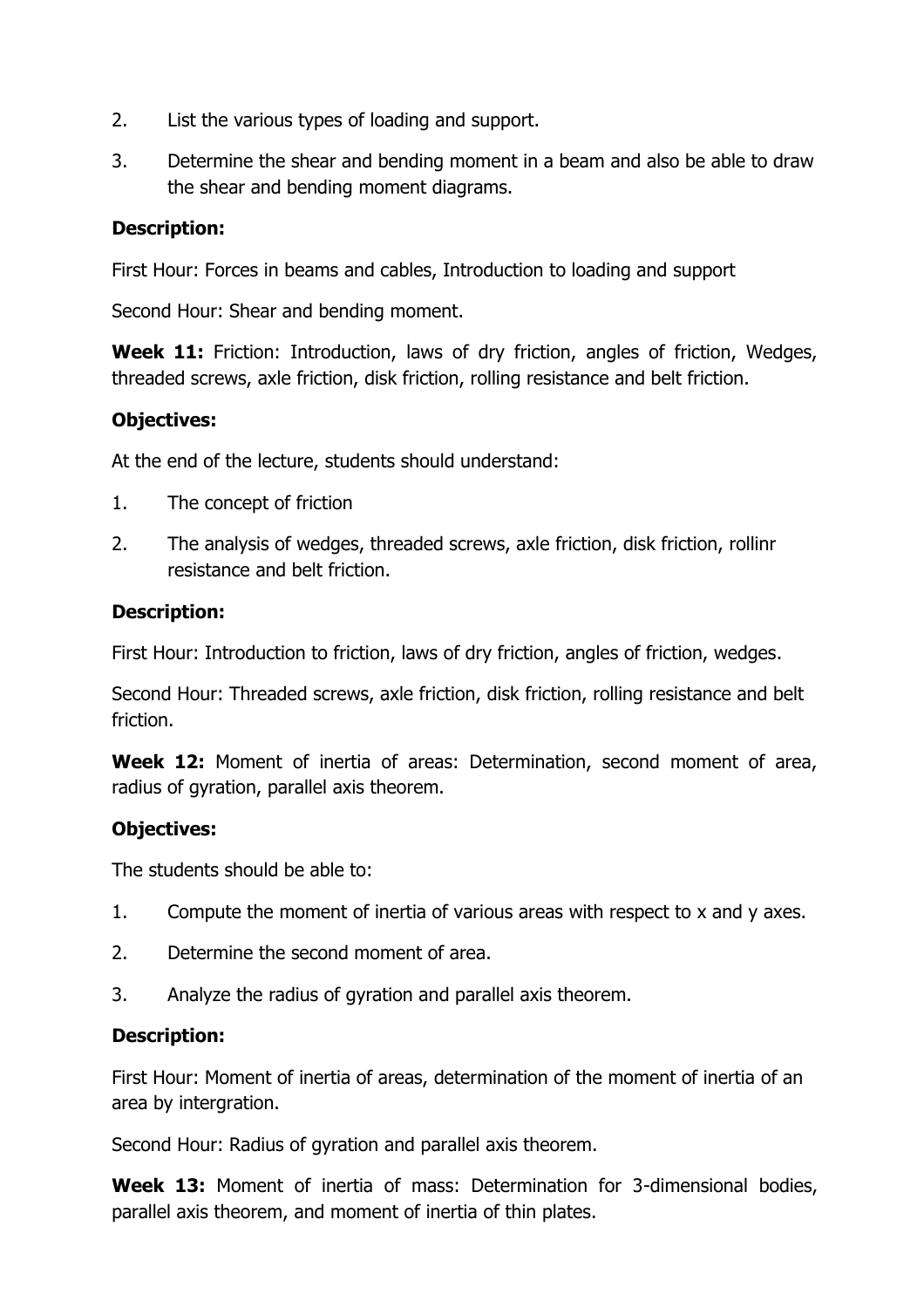2. List the various types of loading and support.

3. Determine the shear and bending moment in a beam and also be able to draw the shear and bending moment diagrams.

**Description:**

First Hour: Forces in beams and cables, Introduction to loading and support

Second Hour: Shear and bending moment.

**Week 11:** Friction: Introduction, laws of dry friction, angles of friction, Wedges, threaded screws, axle friction, disk friction, rolling resistance and belt friction.

**Objectives:**

At the end of the lecture, students should understand:

1. The concept of friction

2. The analysis of wedges, threaded screws, axle friction, disk friction, rollinr resistance and belt friction.

**Description:**

First Hour: Introduction to friction, laws of dry friction, angles of friction, wedges.

Second Hour: Threaded screws, axle friction, disk friction, rolling resistance and belt friction.

**Week 12:** Moment of inertia of areas: Determination, second moment of area, radius of gyration, parallel axis theorem.

**Objectives:**

The students should be able to:

1. Compute the moment of inertia of various areas with respect to x and y axes.

2. Determine the second moment of area.

3. Analyze the radius of gyration and parallel axis theorem.

**Description:**

First Hour: Moment of inertia of areas, determination of the moment of inertia of an area by intergration.

Second Hour: Radius of gyration and parallel axis theorem.

**Week 13:** Moment of inertia of mass: Determination for 3-dimensional bodies, parallel axis theorem, and moment of inertia of thin plates.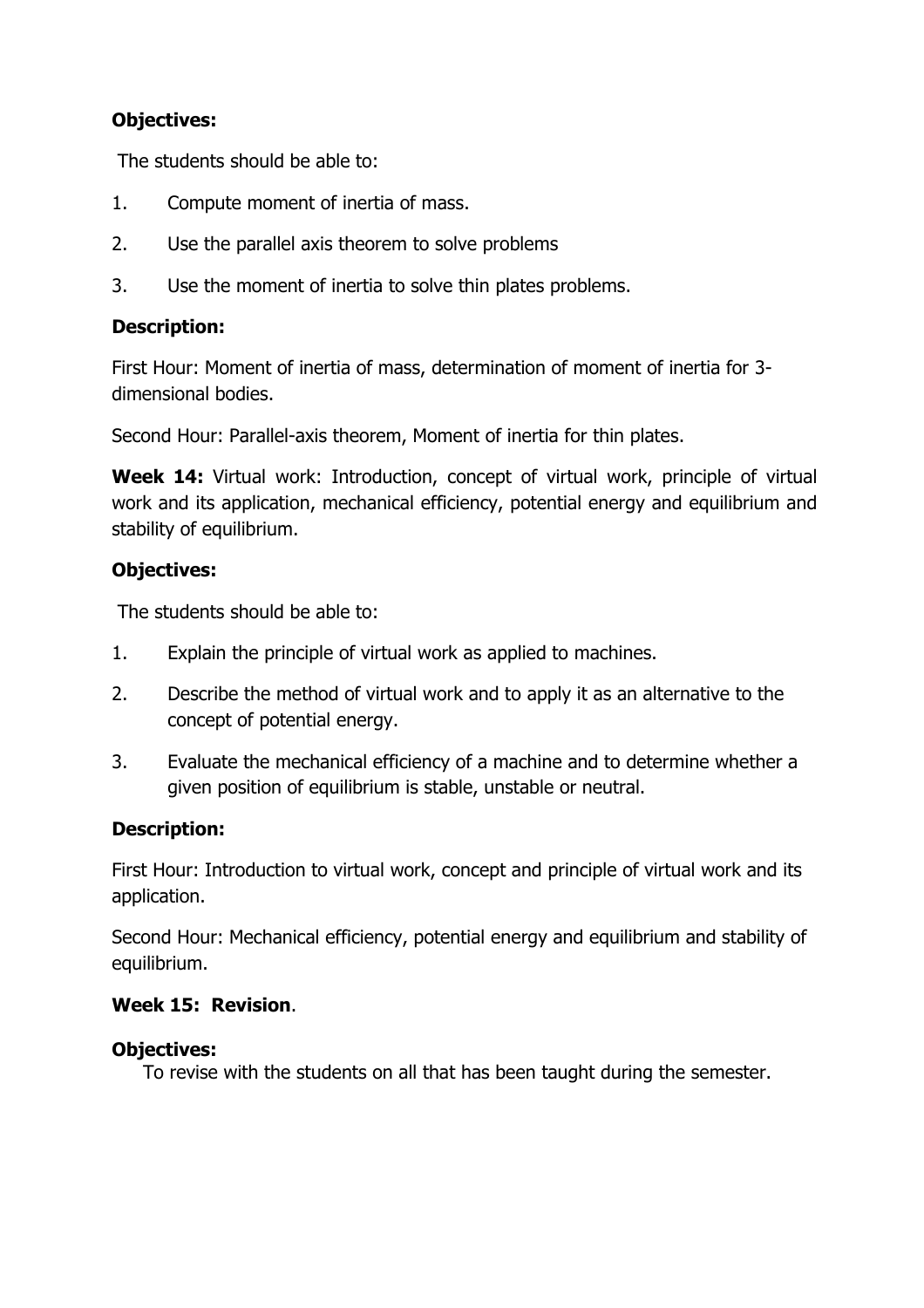**Objectives:**

The students should be able to:

1. Compute moment of inertia of mass.
2. Use the parallel axis theorem to solve problems
3. Use the moment of inertia to solve thin plates problems.

**Description:**

First Hour: Moment of inertia of mass, determination of moment of inertia for 3-dimensional bodies.

Second Hour: Parallel-axis theorem, Moment of inertia for thin plates.

**Week 14:** Virtual work: Introduction, concept of virtual work, principle of virtual work and its application, mechanical efficiency, potential energy and equilibrium and stability of equilibrium.

**Objectives:**

The students should be able to:

1. Explain the principle of virtual work as applied to machines.
2. Describe the method of virtual work and to apply it as an alternative to the concept of potential energy.
3. Evaluate the mechanical efficiency of a machine and to determine whether a given position of equilibrium is stable, unstable or neutral.

**Description:**

First Hour: Introduction to virtual work, concept and principle of virtual work and its application.

Second Hour: Mechanical efficiency, potential energy and equilibrium and stability of equilibrium.

**Week 15: Revision**.

**Objectives:**

To revise with the students on all that has been taught during the semester.